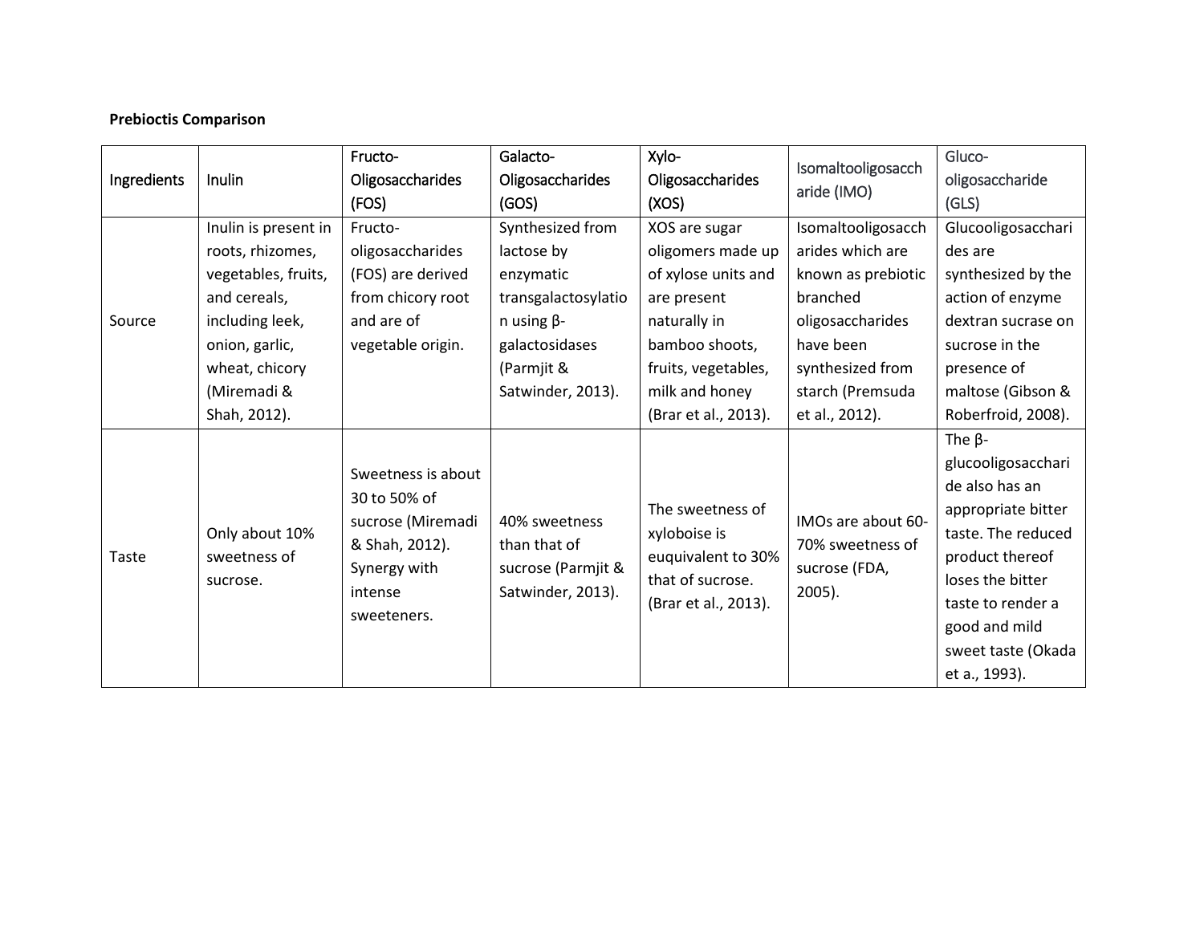**Prebioctis Comparison**

| Ingredients | Inulin | Fructo-Oligosaccharides (FOS) | Galacto-Oligosaccharides (GOS) | Xylo-Oligosaccharides (XOS) | Isomaltooligosaccharide (IMO) | Gluco-oligosaccharide (GLS) |
|---|---|---|---|---|---|---|
| Source | Inulin is present in roots, rhizomes, vegetables, fruits, and cereals, including leek, onion, garlic, wheat, chicory (Miremadi & Shah, 2012). | Fructo-oligosaccharides (FOS) are derived from chicory root and are of vegetable origin. | Synthesized from lactose by enzymatic transgalactosylation using β-galactosidases (Parmjit & Satwinder, 2013). | XOS are sugar oligomers made up of xylose units and are present naturally in bamboo shoots, fruits, vegetables, milk and honey (Brar et al., 2013). | Isomaltooligosaccharides which are known as prebiotic branched oligosaccharides have been synthesized from starch (Premsuda et al., 2012). | Glucooligosaccharides are synthesized by the action of enzyme dextran sucrose on sucrose in the presence of maltose (Gibson & Roberfroid, 2008). |
| Taste | Only about 10% sweetness of sucrose. | Sweetness is about 30 to 50% of sucrose (Miremadi & Shah, 2012). Synergy with intense sweeteners. | 40% sweetness than that of sucrose (Parmjit & Satwinder, 2013). | The sweetness of xyloboise is euquivalent to 30% that of sucrose. (Brar et al., 2013). | IMOs are about 60-70% sweetness of sucrose (FDA, 2005). | The β-glucooligosaccharide also has an appropriate bitter taste. The reduced product thereof loses the bitter taste to render a good and mild sweet taste (Okada et a., 1993). |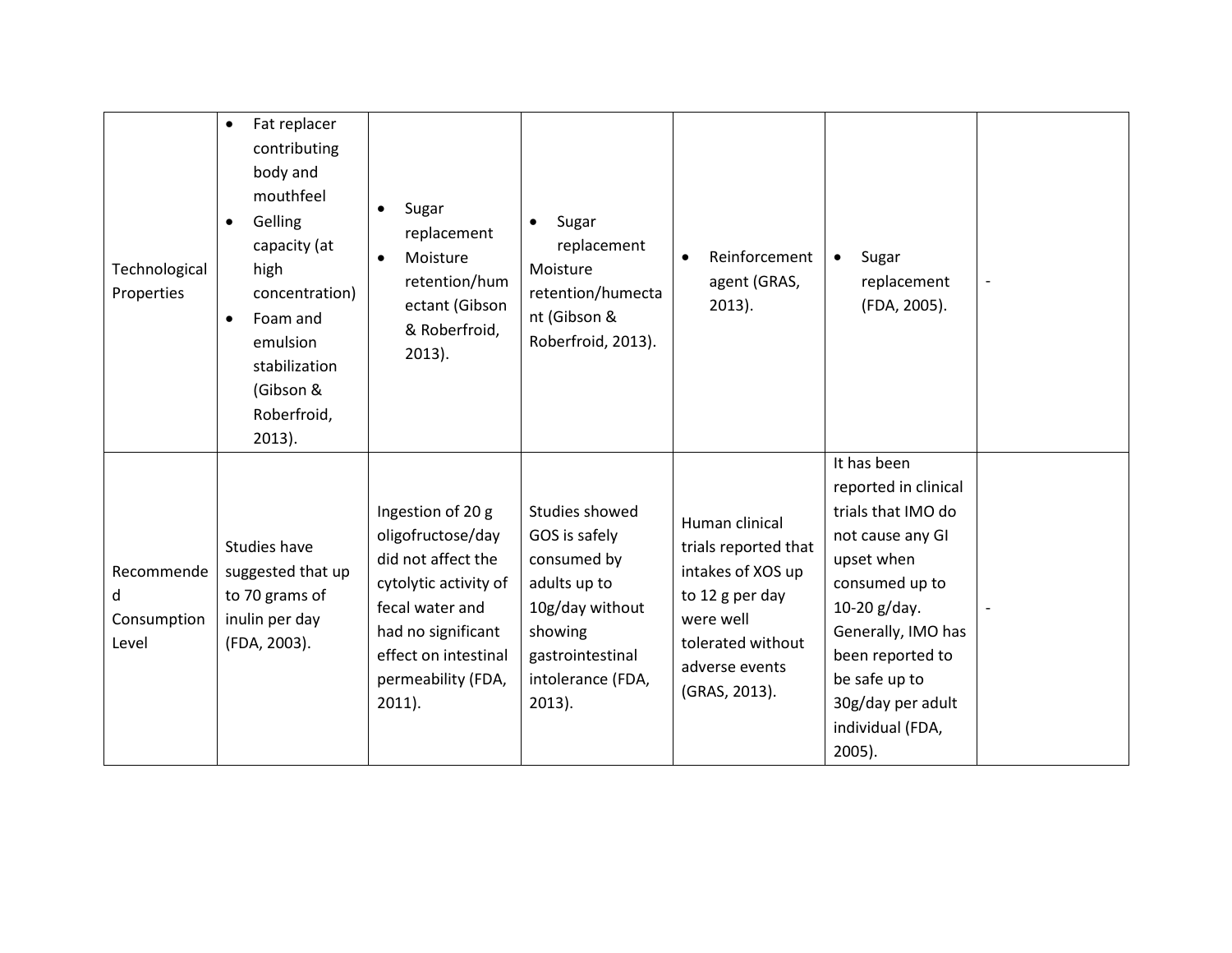| | | | | | | |
|---|---|---|---|---|---|---|
| Technological Properties | • Fat replacer contributing body and mouthfeel<br>• Gelling capacity (at high concentration)<br>• Foam and emulsion stabilization (Gibson & Roberfroid, 2013). | • Sugar replacement<br>• Moisture retention/humectant (Gibson & Roberfroid, 2013). | • Sugar replacement Moisture retention/humectant (Gibson & Roberfroid, 2013). | • Reinforcement agent (GRAS, 2013). | • Sugar replacement (FDA, 2005). | - |
| Recommended Consumption Level | Studies have suggested that up to 70 grams of inulin per day (FDA, 2003). | Ingestion of 20 g oligofructose/day did not affect the cytolytic activity of fecal water and had no significant effect on intestinal permeability (FDA, 2011). | Studies showed GOS is safely consumed by adults up to 10g/day without showing gastrointestinal intolerance (FDA, 2013). | Human clinical trials reported that intakes of XOS up to 12 g per day were well tolerated without adverse events (GRAS, 2013). | It has been reported in clinical trials that IMO do not cause any GI upset when consumed up to 10-20 g/day. Generally, IMO has been reported to be safe up to 30g/day per adult individual (FDA, 2005). | - |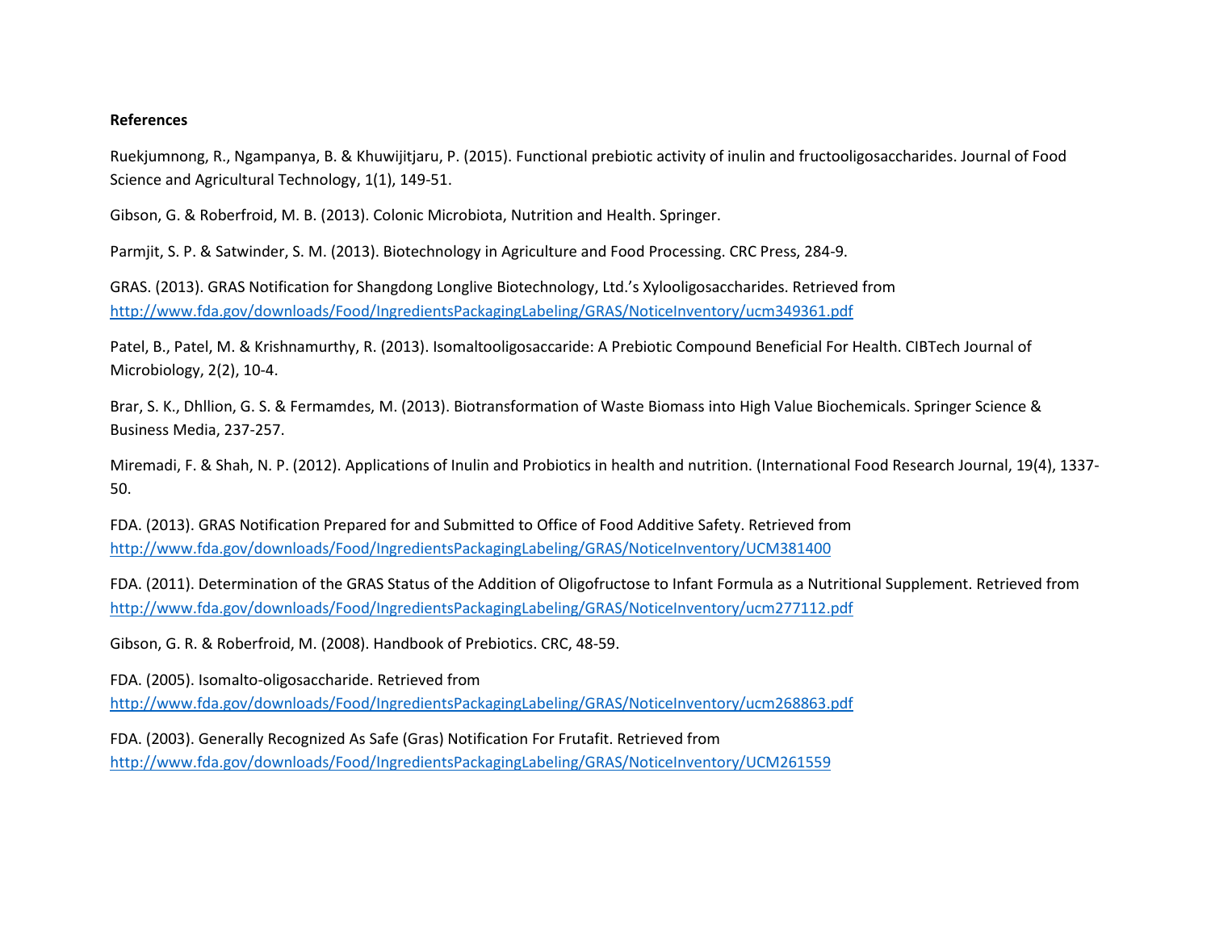**References**

Ruekjumnong, R., Ngampanya, B. & Khuwijitjaru, P. (2015). Functional prebiotic activity of inulin and fructooligosaccharides. Journal of Food Science and Agricultural Technology, 1(1), 149-51.

Gibson, G. & Roberfroid, M. B. (2013). Colonic Microbiota, Nutrition and Health. Springer.

Parmjit, S. P. & Satwinder, S. M. (2013). Biotechnology in Agriculture and Food Processing. CRC Press, 284-9.

GRAS. (2013). GRAS Notification for Shangdong Longlive Biotechnology, Ltd.'s Xylooligosaccharides. Retrieved from http://www.fda.gov/downloads/Food/IngredientsPackagingLabeling/GRAS/NoticeInventory/ucm349361.pdf

Patel, B., Patel, M. & Krishnamurthy, R. (2013). Isomaltooligosaccaride: A Prebiotic Compound Beneficial For Health. CIBTech Journal of Microbiology, 2(2), 10-4.

Brar, S. K., Dhllion, G. S. & Fermamdes, M. (2013). Biotransformation of Waste Biomass into High Value Biochemicals. Springer Science & Business Media, 237-257.

Miremadi, F. & Shah, N. P. (2012). Applications of Inulin and Probiotics in health and nutrition. (International Food Research Journal, 19(4), 1337-50.

FDA. (2013). GRAS Notification Prepared for and Submitted to Office of Food Additive Safety. Retrieved from http://www.fda.gov/downloads/Food/IngredientsPackagingLabeling/GRAS/NoticeInventory/UCM381400

FDA. (2011). Determination of the GRAS Status of the Addition of Oligofructose to Infant Formula as a Nutritional Supplement. Retrieved from http://www.fda.gov/downloads/Food/IngredientsPackagingLabeling/GRAS/NoticeInventory/ucm277112.pdf

Gibson, G. R. & Roberfroid, M. (2008). Handbook of Prebiotics. CRC, 48-59.

FDA. (2005). Isomalto-oligosaccharide. Retrieved from http://www.fda.gov/downloads/Food/IngredientsPackagingLabeling/GRAS/NoticeInventory/ucm268863.pdf

FDA. (2003). Generally Recognized As Safe (Gras) Notification For Frutafit. Retrieved from http://www.fda.gov/downloads/Food/IngredientsPackagingLabeling/GRAS/NoticeInventory/UCM261559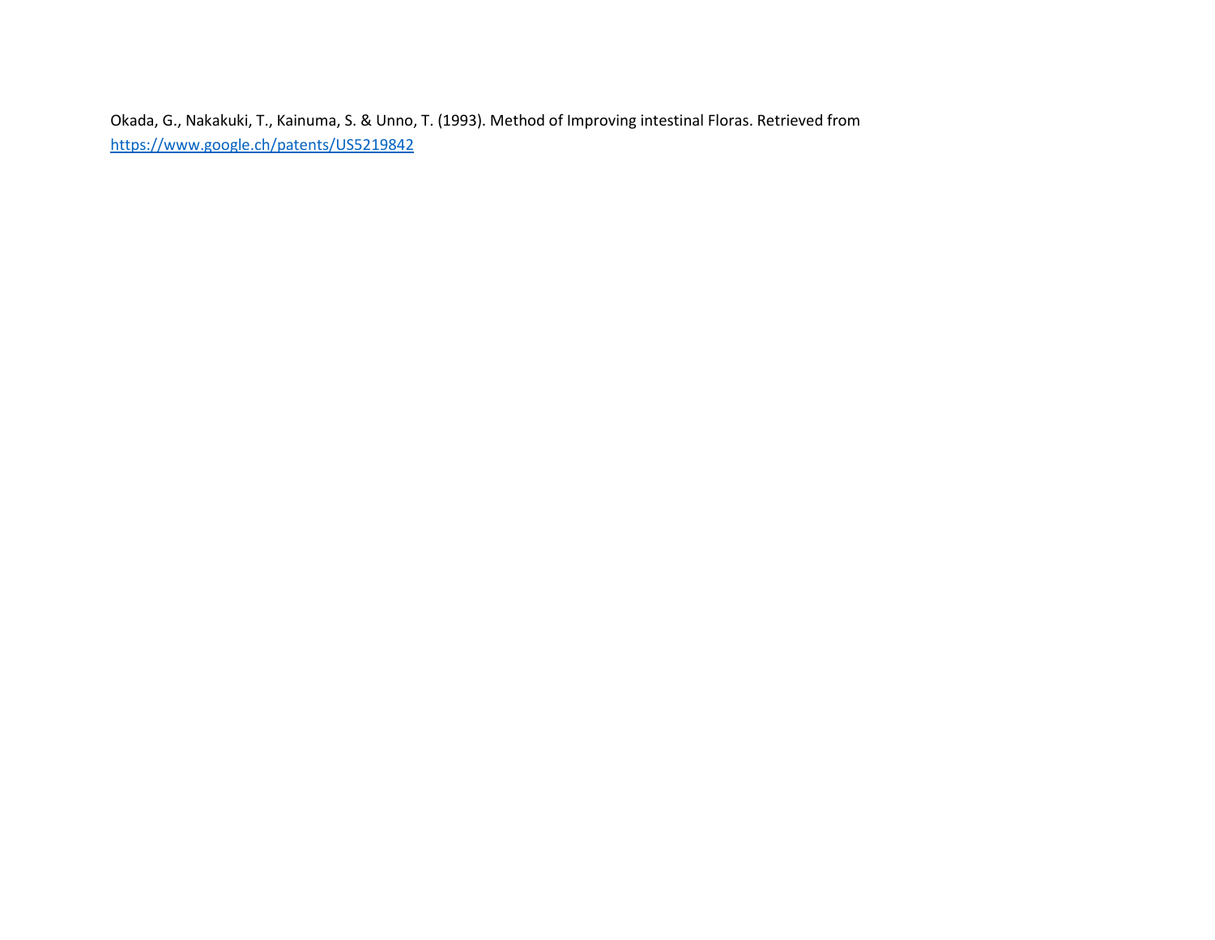Okada, G., Nakakuki, T., Kainuma, S. & Unno, T. (1993). Method of Improving intestinal Floras. Retrieved from https://www.google.ch/patents/US5219842